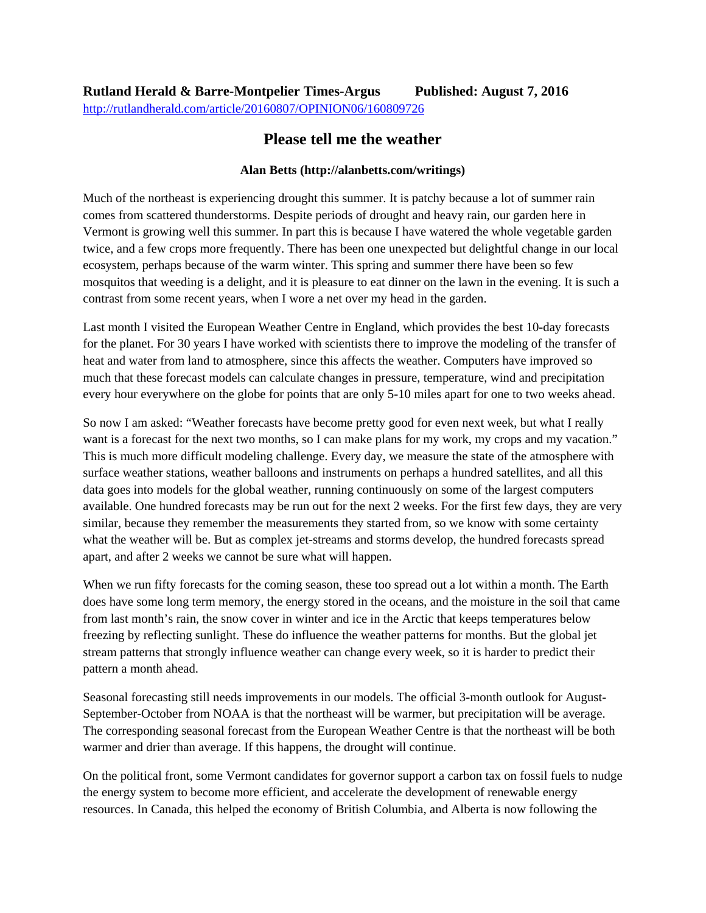**Rutland Herald & Barre-Montpelier Times-Argus** **Published: August 7, 2016**

http://rutlandherald.com/article/20160807/OPINION06/160809726

# Please tell me the weather

**Alan Betts (http://alanbetts.com/writings)**

Much of the northeast is experiencing drought this summer. It is patchy because a lot of summer rain comes from scattered thunderstorms. Despite periods of drought and heavy rain, our garden here in Vermont is growing well this summer. In part this is because I have watered the whole vegetable garden twice, and a few crops more frequently. There has been one unexpected but delightful change in our local ecosystem, perhaps because of the warm winter. This spring and summer there have been so few mosquitos that weeding is a delight, and it is pleasure to eat dinner on the lawn in the evening. It is such a contrast from some recent years, when I wore a net over my head in the garden.

Last month I visited the European Weather Centre in England, which provides the best 10-day forecasts for the planet. For 30 years I have worked with scientists there to improve the modeling of the transfer of heat and water from land to atmosphere, since this affects the weather. Computers have improved so much that these forecast models can calculate changes in pressure, temperature, wind and precipitation every hour everywhere on the globe for points that are only 5-10 miles apart for one to two weeks ahead.

So now I am asked: "Weather forecasts have become pretty good for even next week, but what I really want is a forecast for the next two months, so I can make plans for my work, my crops and my vacation." This is much more difficult modeling challenge. Every day, we measure the state of the atmosphere with surface weather stations, weather balloons and instruments on perhaps a hundred satellites, and all this data goes into models for the global weather, running continuously on some of the largest computers available. One hundred forecasts may be run out for the next 2 weeks. For the first few days, they are very similar, because they remember the measurements they started from, so we know with some certainty what the weather will be. But as complex jet-streams and storms develop, the hundred forecasts spread apart, and after 2 weeks we cannot be sure what will happen.

When we run fifty forecasts for the coming season, these too spread out a lot within a month. The Earth does have some long term memory, the energy stored in the oceans, and the moisture in the soil that came from last month's rain, the snow cover in winter and ice in the Arctic that keeps temperatures below freezing by reflecting sunlight. These do influence the weather patterns for months. But the global jet stream patterns that strongly influence weather can change every week, so it is harder to predict their pattern a month ahead.

Seasonal forecasting still needs improvements in our models. The official 3-month outlook for August-September-October from NOAA is that the northeast will be warmer, but precipitation will be average. The corresponding seasonal forecast from the European Weather Centre is that the northeast will be both warmer and drier than average. If this happens, the drought will continue.

On the political front, some Vermont candidates for governor support a carbon tax on fossil fuels to nudge the energy system to become more efficient, and accelerate the development of renewable energy resources. In Canada, this helped the economy of British Columbia, and Alberta is now following the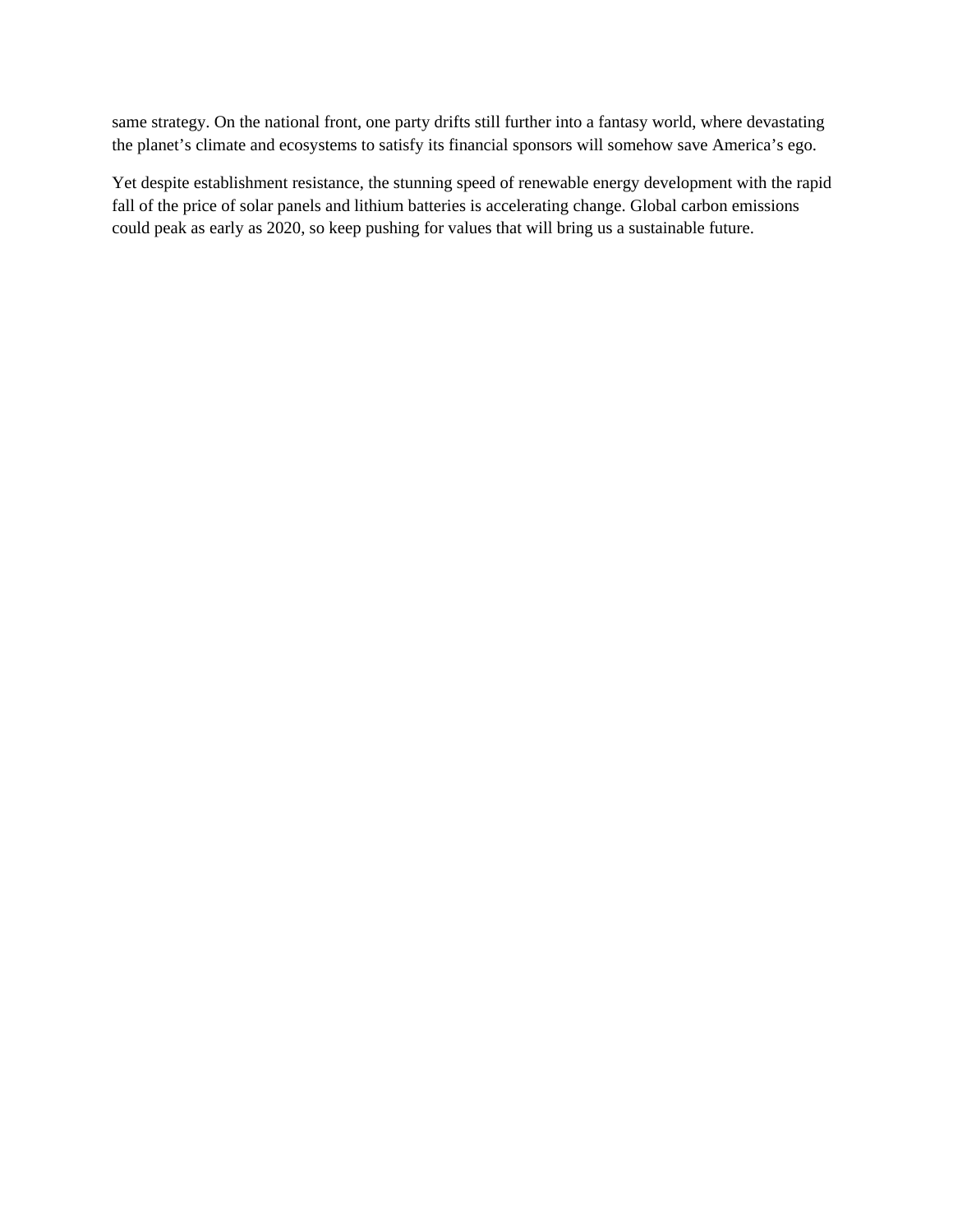same strategy. On the national front, one party drifts still further into a fantasy world, where devastating the planet's climate and ecosystems to satisfy its financial sponsors will somehow save America's ego.

Yet despite establishment resistance, the stunning speed of renewable energy development with the rapid fall of the price of solar panels and lithium batteries is accelerating change. Global carbon emissions could peak as early as 2020, so keep pushing for values that will bring us a sustainable future.